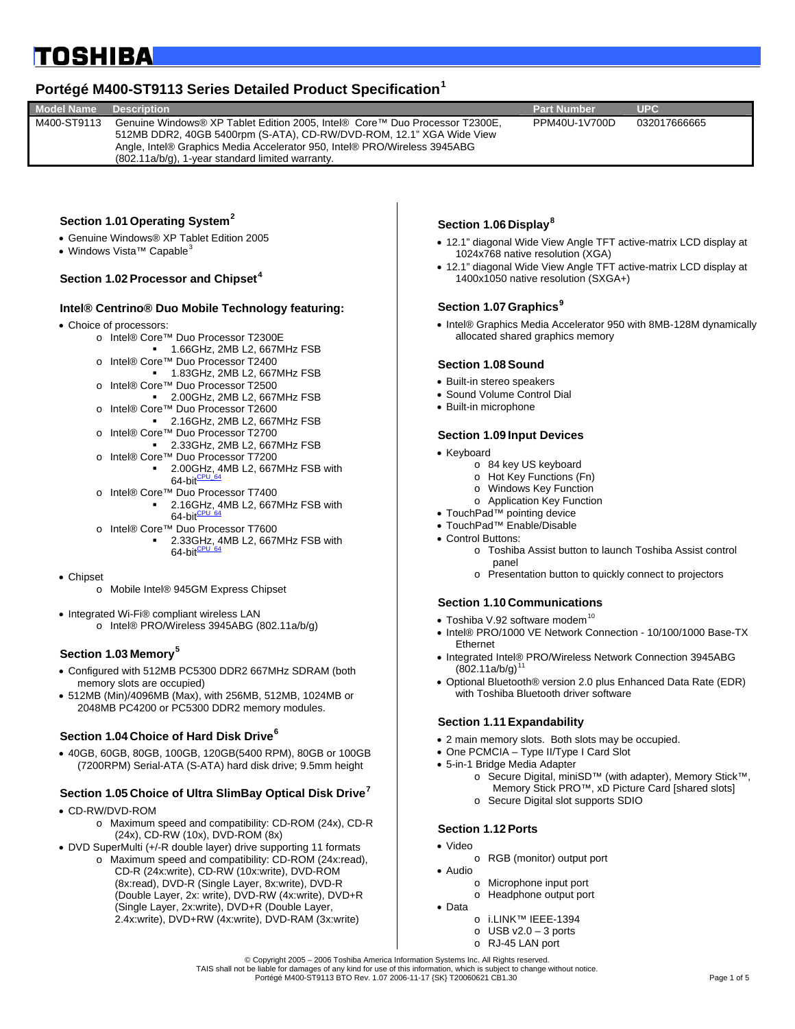TOSHIBA

# Portégé M400-ST9113 Series Detailed Product Specification[1]

| Model Name | Description | Part Number | UPC |
|---|---|---|---|
| M400-ST9113 | Genuine Windows® XP Tablet Edition 2005, Intel® Core™ Duo Processor T2300E, 512MB DDR2, 40GB 5400rpm (S-ATA), CD-RW/DVD-ROM, 12.1" XGA Wide View Angle, Intel® Graphics Media Accelerator 950, Intel® PRO/Wireless 3945ABG (802.11a/b/g), 1-year standard limited warranty. | PPM40U-1V700D | 032017666665 |

### Section 1.01 Operating System[2]

- Genuine Windows® XP Tablet Edition 2005
- Windows Vista™ Capable[3]

### Section 1.02 Processor and Chipset[4]

#### Intel® Centrino® Duo Mobile Technology featuring:

- Choice of processors:
  - Intel® Core™ Duo Processor T2300E
    - 1.66GHz, 2MB L2, 667MHz FSB
  - Intel® Core™ Duo Processor T2400
    - 1.83GHz, 2MB L2, 667MHz FSB
  - Intel® Core™ Duo Processor T2500
    - 2.00GHz, 2MB L2, 667MHz FSB
  - Intel® Core™ Duo Processor T2600
    - 2.16GHz, 2MB L2, 667MHz FSB
  - Intel® Core™ Duo Processor T2700
    - 2.33GHz, 2MB L2, 667MHz FSB
  - Intel® Core™ Duo Processor T7200
    - 2.00GHz, 4MB L2, 667MHz FSB with 64-bit[CPU_64]
  - Intel® Core™ Duo Processor T7400
    - 2.16GHz, 4MB L2, 667MHz FSB with 64-bit[CPU_64]
  - Intel® Core™ Duo Processor T7600
    - 2.33GHz, 4MB L2, 667MHz FSB with 64-bit[CPU_64]

- Chipset
  - Mobile Intel® 945GM Express Chipset

- Integrated Wi-Fi® compliant wireless LAN
  - Intel® PRO/Wireless 3945ABG (802.11a/b/g)

### Section 1.03 Memory[5]

- Configured with 512MB PC5300 DDR2 667MHz SDRAM (both memory slots are occupied)
- 512MB (Min)/4096MB (Max), with 256MB, 512MB, 1024MB or 2048MB PC4200 or PC5300 DDR2 memory modules.

### Section 1.04 Choice of Hard Disk Drive[6]

- 40GB, 60GB, 80GB, 100GB, 120GB(5400 RPM), 80GB or 100GB (7200RPM) Serial-ATA (S-ATA) hard disk drive; 9.5mm height

### Section 1.05 Choice of Ultra SlimBay Optical Disk Drive[7]

- CD-RW/DVD-ROM
  - Maximum speed and compatibility: CD-ROM (24x), CD-R (24x), CD-RW (10x), DVD-ROM (8x)
- DVD SuperMulti (+/-R double layer) drive supporting 11 formats
  - Maximum speed and compatibility: CD-ROM (24x:read), CD-R (24x:write), CD-RW (10x:write), DVD-ROM (8x:read), DVD-R (Single Layer, 8x:write), DVD-R (Double Layer, 2x: write), DVD-RW (4x:write), DVD+R (Single Layer, 2x:write), DVD+R (Double Layer, 2.4x:write), DVD+RW (4x:write), DVD-RAM (3x:write)

### Section 1.06 Display[8]

- 12.1" diagonal Wide View Angle TFT active-matrix LCD display at 1024x768 native resolution (XGA)
- 12.1" diagonal Wide View Angle TFT active-matrix LCD display at 1400x1050 native resolution (SXGA+)

### Section 1.07 Graphics[9]

- Intel® Graphics Media Accelerator 950 with 8MB-128M dynamically allocated shared graphics memory

### Section 1.08 Sound

- Built-in stereo speakers
- Sound Volume Control Dial
- Built-in microphone

### Section 1.09 Input Devices

- Keyboard
  - 84 key US keyboard
  - Hot Key Functions (Fn)
  - Windows Key Function
  - Application Key Function
- TouchPad™ pointing device
- TouchPad™ Enable/Disable
- Control Buttons:
  - Toshiba Assist button to launch Toshiba Assist control panel
  - Presentation button to quickly connect to projectors

### Section 1.10 Communications

- Toshiba V.92 software modem[10]
- Intel® PRO/1000 VE Network Connection - 10/100/1000 Base-TX Ethernet
- Integrated Intel® PRO/Wireless Network Connection 3945ABG (802.11a/b/g)[11]
- Optional Bluetooth® version 2.0 plus Enhanced Data Rate (EDR) with Toshiba Bluetooth driver software

### Section 1.11 Expandability

- 2 main memory slots. Both slots may be occupied.
- One PCMCIA – Type II/Type I Card Slot
- 5-in-1 Bridge Media Adapter
  - Secure Digital, miniSD™ (with adapter), Memory Stick™, Memory Stick PRO™, xD Picture Card [shared slots]
  - Secure Digital slot supports SDIO

### Section 1.12 Ports

- Video
  - RGB (monitor) output port
- Audio
  - Microphone input port
  - Headphone output port
- Data
  - i.LINK™ IEEE-1394
  - USB v2.0 – 3 ports
  - RJ-45 LAN port

© Copyright 2005 – 2006 Toshiba America Information Systems Inc. All Rights reserved.
TAIS shall not be liable for damages of any kind for use of this information, which is subject to change without notice.
Portégé M400-ST9113 BTO Rev. 1.07 2006-11-17 {SK} T20060621 CB1.30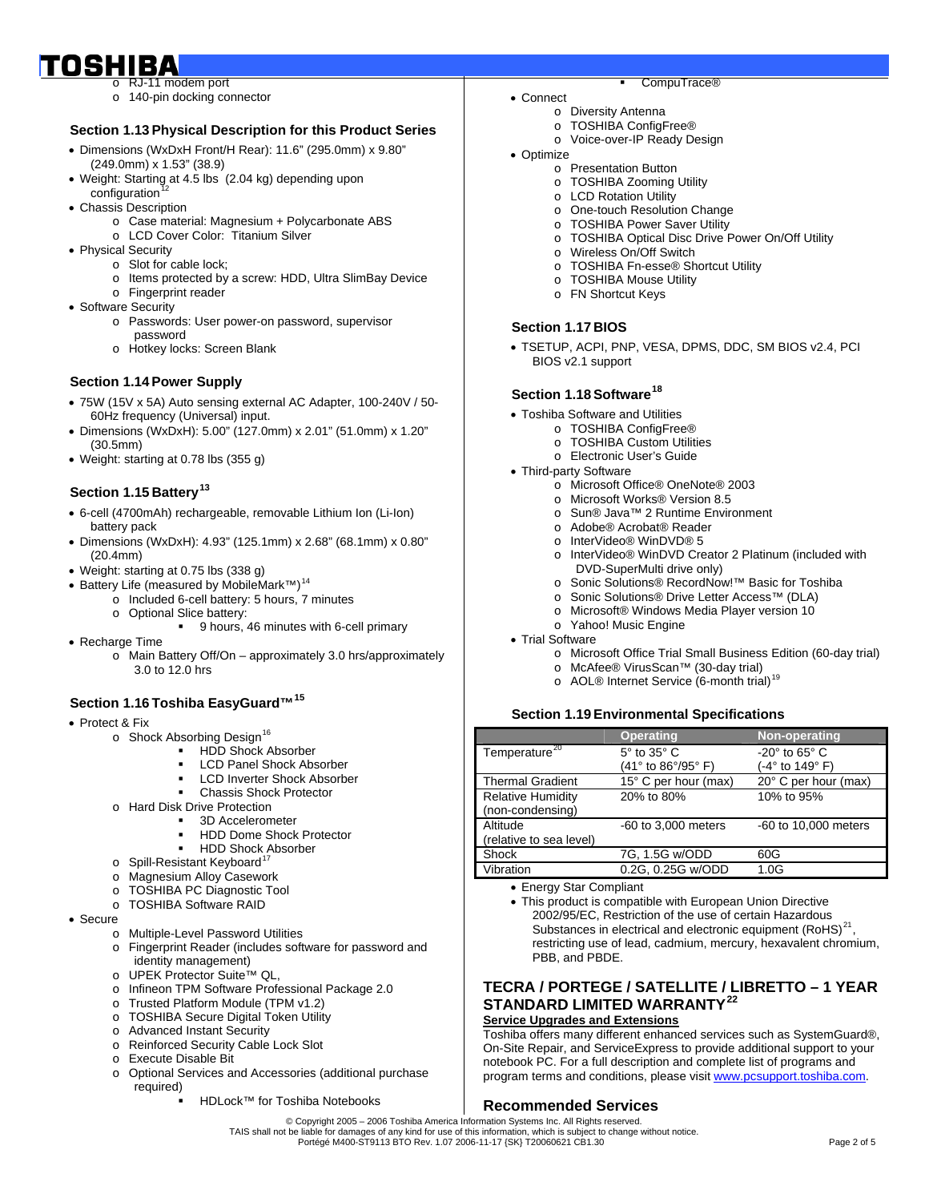- RJ-11 modem port
- 140-pin docking connector

### Section 1.13 Physical Description for this Product Series

- Dimensions (WxDxH Front/H Rear): 11.6" (295.0mm) x 9.80" (249.0mm) x 1.53" (38.9)
- Weight: Starting at 4.5 lbs (2.04 kg) depending upon configuration[12]
- Chassis Description
  - Case material: Magnesium + Polycarbonate ABS
  - LCD Cover Color: Titanium Silver
- Physical Security
  - Slot for cable lock;
  - Items protected by a screw: HDD, Ultra SlimBay Device
  - Fingerprint reader
- Software Security
  - Passwords: User power-on password, supervisor password
  - Hotkey locks: Screen Blank

### Section 1.14 Power Supply

- 75W (15V x 5A) Auto sensing external AC Adapter, 100-240V / 50-60Hz frequency (Universal) input.
- Dimensions (WxDxH): 5.00" (127.0mm) x 2.01" (51.0mm) x 1.20" (30.5mm)
- Weight: starting at 0.78 lbs (355 g)

### Section 1.15 Battery[13]

- 6-cell (4700mAh) rechargeable, removable Lithium Ion (Li-Ion) battery pack
- Dimensions (WxDxH): 4.93" (125.1mm) x 2.68" (68.1mm) x 0.80" (20.4mm)
- Weight: starting at 0.75 lbs (338 g)
- Battery Life (measured by MobileMark™)[14]
  - Included 6-cell battery: 5 hours, 7 minutes
  - Optional Slice battery:
    - 9 hours, 46 minutes with 6-cell primary
- Recharge Time
  - Main Battery Off/On – approximately 3.0 hrs/approximately 3.0 to 12.0 hrs

### Section 1.16 Toshiba EasyGuard™[15]

- Protect & Fix
  - Shock Absorbing Design[16]
    - HDD Shock Absorber
    - LCD Panel Shock Absorber
    - LCD Inverter Shock Absorber
    - Chassis Shock Protector
  - Hard Disk Drive Protection
    - 3D Accelerometer
    - HDD Dome Shock Protector
    - HDD Shock Absorber
  - Spill-Resistant Keyboard[17]
  - Magnesium Alloy Casework
  - TOSHIBA PC Diagnostic Tool
  - TOSHIBA Software RAID
- Secure
  - Multiple-Level Password Utilities
  - Fingerprint Reader (includes software for password and identity management)
  - UPEK Protector Suite™ QL,
  - Infineon TPM Software Professional Package 2.0
  - Trusted Platform Module (TPM v1.2)
  - TOSHIBA Secure Digital Token Utility
  - Advanced Instant Security
  - Reinforced Security Cable Lock Slot
  - Execute Disable Bit
  - Optional Services and Accessories (additional purchase required)
    - HDLock™ for Toshiba Notebooks
    - CompuTrace®
- Connect
  - Diversity Antenna
  - TOSHIBA ConfigFree®
  - Voice-over-IP Ready Design
- Optimize
  - Presentation Button
  - TOSHIBA Zooming Utility
  - LCD Rotation Utility
  - One-touch Resolution Change
  - TOSHIBA Power Saver Utility
  - TOSHIBA Optical Disc Drive Power On/Off Utility
  - Wireless On/Off Switch
  - TOSHIBA Fn-esse® Shortcut Utility
  - TOSHIBA Mouse Utility
  - FN Shortcut Keys

### Section 1.17 BIOS

- TSETUP, ACPI, PNP, VESA, DPMS, DDC, SM BIOS v2.4, PCI BIOS v2.1 support

### Section 1.18 Software[18]

- Toshiba Software and Utilities
  - TOSHIBA ConfigFree®
  - TOSHIBA Custom Utilities
  - Electronic User's Guide
- Third-party Software
  - Microsoft Office® OneNote® 2003
  - Microsoft Works® Version 8.5
  - Sun® Java™ 2 Runtime Environment
  - Adobe® Acrobat® Reader
  - InterVideo® WinDVD® 5
  - InterVideo® WinDVD Creator 2 Platinum (included with DVD-SuperMulti drive only)
  - Sonic Solutions® RecordNow!™ Basic for Toshiba
  - Sonic Solutions® Drive Letter Access™ (DLA)
  - Microsoft® Windows Media Player version 10
  - Yahoo! Music Engine
- Trial Software
  - Microsoft Office Trial Small Business Edition (60-day trial)
  - McAfee® VirusScan™ (30-day trial)
  - AOL® Internet Service (6-month trial)[19]

### Section 1.19 Environmental Specifications

| | Operating | Non-operating |
|---|---|---|
| Temperature[20] | 5° to 35° C (41° to 86°/95° F) | -20° to 65° C (-4° to 149° F) |
| Thermal Gradient | 15° C per hour (max) | 20° C per hour (max) |
| Relative Humidity (non-condensing) | 20% to 80% | 10% to 95% |
| Altitude (relative to sea level) | -60 to 3,000 meters | -60 to 10,000 meters |
| Shock | 7G, 1.5G w/ODD | 60G |
| Vibration | 0.2G, 0.25G w/ODD | 1.0G |

- Energy Star Compliant
- This product is compatible with European Union Directive 2002/95/EC, Restriction of the use of certain Hazardous Substances in electrical and electronic equipment (RoHS)[21], restricting use of lead, cadmium, mercury, hexavalent chromium, PBB, and PBDE.

## TECRA / PORTEGE / SATELLITE / LIBRETTO – 1 YEAR STANDARD LIMITED WARRANTY[22]

**Service Upgrades and Extensions**

Toshiba offers many different enhanced services such as SystemGuard®, On-Site Repair, and ServiceExpress to provide additional support to your notebook PC. For a full description and complete list of programs and program terms and conditions, please visit www.pcsupport.toshiba.com.

## Recommended Services

© Copyright 2005 – 2006 Toshiba America Information Systems Inc. All Rights reserved.
TAIS shall not be liable for damages of any kind for use of this information, which is subject to change without notice.
Portégé M400-ST9113 BTO Rev. 1.07 2006-11-17 {SK} T20060621 CB1.30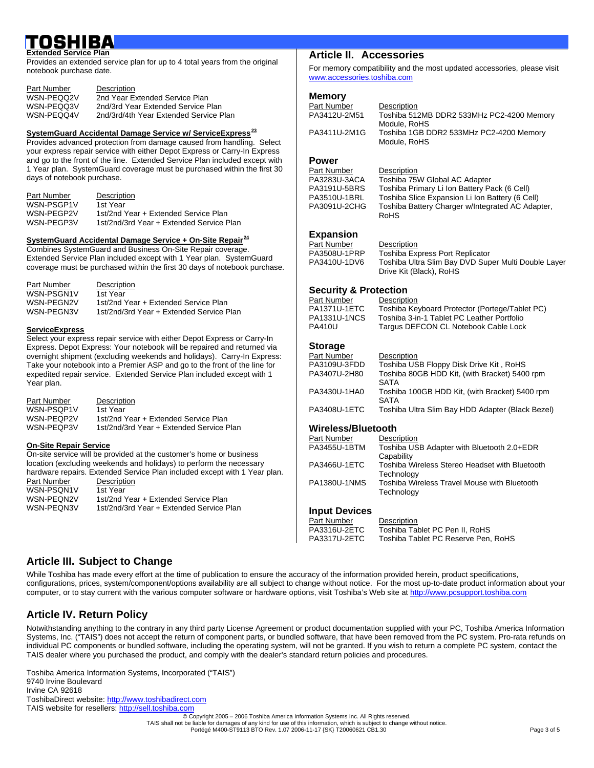**Extended Service Plan**

Provides an extended service plan for up to 4 total years from the original notebook purchase date.

| Part Number | Description |
|---|---|
| WSN-PEQQ2V | 2nd Year Extended Service Plan |
| WSN-PEQQ3V | 2nd/3rd Year Extended Service Plan |
| WSN-PEQQ4V | 2nd/3rd/4th Year Extended Service Plan |

**SystemGuard Accidental Damage Service w/ ServiceExpress[23]**

Provides advanced protection from damage caused from handling. Select your express repair service with either Depot Express or Carry-In Express and go to the front of the line. Extended Service Plan included except with 1 Year plan. SystemGuard coverage must be purchased within the first 30 days of notebook purchase.

| Part Number | Description |
|---|---|
| WSN-PSGP1V | 1st Year |
| WSN-PEGP2V | 1st/2nd Year + Extended Service Plan |
| WSN-PEGP3V | 1st/2nd/3rd Year + Extended Service Plan |

**SystemGuard Accidental Damage Service + On-Site Repair[24]**

Combines SystemGuard and Business On-Site Repair coverage. Extended Service Plan included except with 1 Year plan. SystemGuard coverage must be purchased within the first 30 days of notebook purchase.

| Part Number | Description |
|---|---|
| WSN-PSGN1V | 1st Year |
| WSN-PEGN2V | 1st/2nd Year + Extended Service Plan |
| WSN-PEGN3V | 1st/2nd/3rd Year + Extended Service Plan |

**ServiceExpress**

Select your express repair service with either Depot Express or Carry-In Express. Depot Express: Your notebook will be repaired and returned via overnight shipment (excluding weekends and holidays). Carry-In Express: Take your notebook into a Premier ASP and go to the front of the line for expedited repair service. Extended Service Plan included except with 1 Year plan.

| Part Number | Description |
|---|---|
| WSN-PSQP1V | 1st Year |
| WSN-PEQP2V | 1st/2nd Year + Extended Service Plan |
| WSN-PEQP3V | 1st/2nd/3rd Year + Extended Service Plan |

**On-Site Repair Service**

On-site service will be provided at the customer's home or business location (excluding weekends and holidays) to perform the necessary hardware repairs. Extended Service Plan included except with 1 Year plan.

| Part Number | Description |
|---|---|
| WSN-PSQN1V | 1st Year |
| WSN-PEQN2V | 1st/2nd Year + Extended Service Plan |
| WSN-PEQN3V | 1st/2nd/3rd Year + Extended Service Plan |

## Article II. Accessories

For memory compatibility and the most updated accessories, please visit www.accessories.toshiba.com

### Memory

| Part Number | Description |
|---|---|
| PA3412U-2M51 | Toshiba 512MB DDR2 533MHz PC2-4200 Memory Module, RoHS |
| PA3411U-2M1G | Toshiba 1GB DDR2 533MHz PC2-4200 Memory Module, RoHS |

### Power

| Part Number | Description |
|---|---|
| PA3283U-3ACA | Toshiba 75W Global AC Adapter |
| PA3191U-5BRS | Toshiba Primary Li Ion Battery Pack (6 Cell) |
| PA3510U-1BRL | Toshiba Slice Expansion Li Ion Battery (6 Cell) |
| PA3091U-2CHG | Toshiba Battery Charger w/Integrated AC Adapter, RoHS |

### Expansion

| Part Number | Description |
|---|---|
| PA3508U-1PRP | Toshiba Express Port Replicator |
| PA3410U-1DV6 | Toshiba Ultra Slim Bay DVD Super Multi Double Layer Drive Kit (Black), RoHS |

### Security & Protection

| Part Number | Description |
|---|---|
| PA1371U-1ETC | Toshiba Keyboard Protector (Portege/Tablet PC) |
| PA1331U-1NCS | Toshiba 3-in-1 Tablet PC Leather Portfolio |
| PA410U | Targus DEFCON CL Notebook Cable Lock |

### Storage

| Part Number | Description |
|---|---|
| PA3109U-3FDD | Toshiba USB Floppy Disk Drive Kit , RoHS |
| PA3407U-2H80 | Toshiba 80GB HDD Kit, (with Bracket) 5400 rpm SATA |
| PA3430U-1HA0 | Toshiba 100GB HDD Kit, (with Bracket) 5400 rpm SATA |
| PA3408U-1ETC | Toshiba Ultra Slim Bay HDD Adapter (Black Bezel) |

### Wireless/Bluetooth

| Part Number | Description |
|---|---|
| PA3455U-1BTM | Toshiba USB Adapter with Bluetooth 2.0+EDR Capability |
| PA3466U-1ETC | Toshiba Wireless Stereo Headset with Bluetooth Technology |
| PA1380U-1NMS | Toshiba Wireless Travel Mouse with Bluetooth Technology |

### Input Devices

| Part Number | Description |
|---|---|
| PA3316U-2ETC | Toshiba Tablet PC Pen II, RoHS |
| PA3317U-2ETC | Toshiba Tablet PC Reserve Pen, RoHS |

## Article III. Subject to Change

While Toshiba has made every effort at the time of publication to ensure the accuracy of the information provided herein, product specifications, configurations, prices, system/component/options availability are all subject to change without notice. For the most up-to-date product information about your computer, or to stay current with the various computer software or hardware options, visit Toshiba's Web site at http://www.pcsupport.toshiba.com

## Article IV. Return Policy

Notwithstanding anything to the contrary in any third party License Agreement or product documentation supplied with your PC, Toshiba America Information Systems, Inc. ("TAIS") does not accept the return of component parts, or bundled software, that have been removed from the PC system. Pro-rata refunds on individual PC components or bundled software, including the operating system, will not be granted. If you wish to return a complete PC system, contact the TAIS dealer where you purchased the product, and comply with the dealer's standard return policies and procedures.

Toshiba America Information Systems, Incorporated ("TAIS")
9740 Irvine Boulevard
Irvine CA 92618
ToshibaDirect website: http://www.toshibadirect.com
TAIS website for resellers: http://sell.toshiba.com

© Copyright 2005 – 2006 Toshiba America Information Systems Inc. All Rights reserved.
TAIS shall not be liable for damages of any kind for use of this information, which is subject to change without notice.
Portégé M400-ST9113 BTO Rev. 1.07 2006-11-17 {SK} T20060621 CB1.30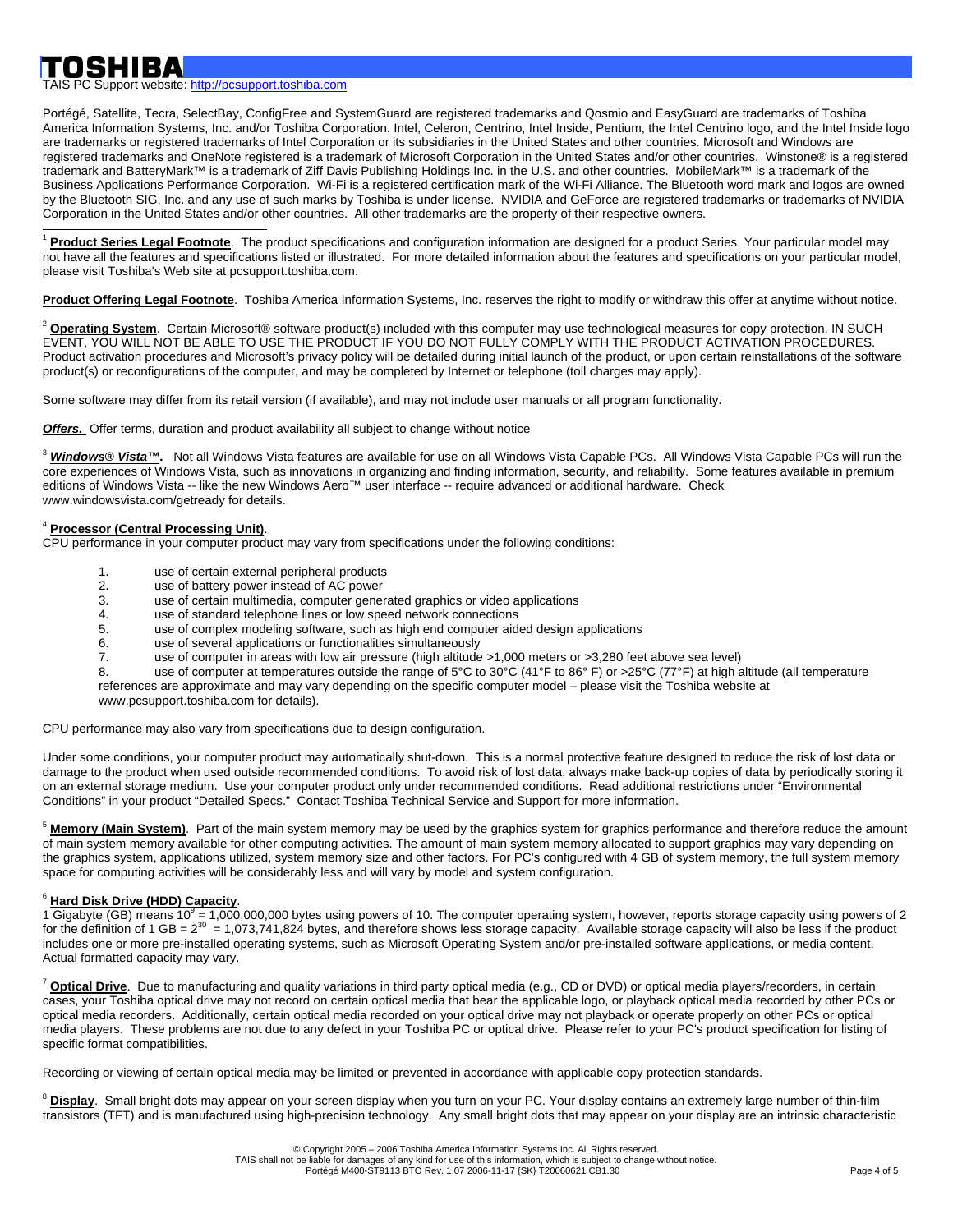TAIS PC Support website: http://pcsupport.toshiba.com

Portégé, Satellite, Tecra, SelectBay, ConfigFree and SystemGuard are registered trademarks and Qosmio and EasyGuard are trademarks of Toshiba America Information Systems, Inc. and/or Toshiba Corporation. Intel, Celeron, Centrino, Intel Inside, Pentium, the Intel Centrino logo, and the Intel Inside logo are trademarks or registered trademarks of Intel Corporation or its subsidiaries in the United States and other countries. Microsoft and Windows are registered trademarks and OneNote registered is a trademark of Microsoft Corporation in the United States and/or other countries. Winstone® is a registered trademark and BatteryMark™ is a trademark of Ziff Davis Publishing Holdings Inc. in the U.S. and other countries. MobileMark™ is a trademark of the Business Applications Performance Corporation. Wi-Fi is a registered certification mark of the Wi-Fi Alliance. The Bluetooth word mark and logos are owned by the Bluetooth SIG, Inc. and any use of such marks by Toshiba is under license. NVIDIA and GeForce are registered trademarks or trademarks of NVIDIA Corporation in the United States and/or other countries. All other trademarks are the property of their respective owners.

---

[1] **Product Series Legal Footnote**. The product specifications and configuration information are designed for a product Series. Your particular model may not have all the features and specifications listed or illustrated. For more detailed information about the features and specifications on your particular model, please visit Toshiba's Web site at pcsupport.toshiba.com.

**Product Offering Legal Footnote**. Toshiba America Information Systems, Inc. reserves the right to modify or withdraw this offer at anytime without notice.

[2] **Operating System**. Certain Microsoft® software product(s) included with this computer may use technological measures for copy protection. IN SUCH EVENT, YOU WILL NOT BE ABLE TO USE THE PRODUCT IF YOU DO NOT FULLY COMPLY WITH THE PRODUCT ACTIVATION PROCEDURES. Product activation procedures and Microsoft's privacy policy will be detailed during initial launch of the product, or upon certain reinstallations of the software product(s) or reconfigurations of the computer, and may be completed by Internet or telephone (toll charges may apply).

Some software may differ from its retail version (if available), and may not include user manuals or all program functionality.

***Offers.*** Offer terms, duration and product availability all subject to change without notice

[3] ***Windows® Vista™***. Not all Windows Vista features are available for use on all Windows Vista Capable PCs. All Windows Vista Capable PCs will run the core experiences of Windows Vista, such as innovations in organizing and finding information, security, and reliability. Some features available in premium editions of Windows Vista -- like the new Windows Aero™ user interface -- require advanced or additional hardware. Check www.windowsvista.com/getready for details.

[4] **Processor (Central Processing Unit)**.
CPU performance in your computer product may vary from specifications under the following conditions:

1. use of certain external peripheral products
2. use of battery power instead of AC power
3. use of certain multimedia, computer generated graphics or video applications
4. use of standard telephone lines or low speed network connections
5. use of complex modeling software, such as high end computer aided design applications
6. use of several applications or functionalities simultaneously
7. use of computer in areas with low air pressure (high altitude >1,000 meters or >3,280 feet above sea level)
8. use of computer at temperatures outside the range of 5°C to 30°C (41°F to 86° F) or >25°C (77°F) at high altitude (all temperature references are approximate and may vary depending on the specific computer model – please visit the Toshiba website at www.pcsupport.toshiba.com for details).

CPU performance may also vary from specifications due to design configuration.

Under some conditions, your computer product may automatically shut-down. This is a normal protective feature designed to reduce the risk of lost data or damage to the product when used outside recommended conditions. To avoid risk of lost data, always make back-up copies of data by periodically storing it on an external storage medium. Use your computer product only under recommended conditions. Read additional restrictions under "Environmental Conditions" in your product "Detailed Specs." Contact Toshiba Technical Service and Support for more information.

[5] **Memory (Main System)**. Part of the main system memory may be used by the graphics system for graphics performance and therefore reduce the amount of main system memory available for other computing activities. The amount of main system memory allocated to support graphics may vary depending on the graphics system, applications utilized, system memory size and other factors. For PC's configured with 4 GB of system memory, the full system memory space for computing activities will be considerably less and will vary by model and system configuration.

[6] **Hard Disk Drive (HDD) Capacity**.
1 Gigabyte (GB) means $10^9$ = 1,000,000,000 bytes using powers of 10. The computer operating system, however, reports storage capacity using powers of 2 for the definition of 1 GB = $2^{30}$ = 1,073,741,824 bytes, and therefore shows less storage capacity. Available storage capacity will also be less if the product includes one or more pre-installed operating systems, such as Microsoft Operating System and/or pre-installed software applications, or media content. Actual formatted capacity may vary.

[7] **Optical Drive**. Due to manufacturing and quality variations in third party optical media (e.g., CD or DVD) or optical media players/recorders, in certain cases, your Toshiba optical drive may not record on certain optical media that bear the applicable logo, or playback optical media recorded by other PCs or optical media recorders. Additionally, certain optical media recorded on your optical drive may not playback or operate properly on other PCs or optical media players. These problems are not due to any defect in your Toshiba PC or optical drive. Please refer to your PC's product specification for listing of specific format compatibilities.

Recording or viewing of certain optical media may be limited or prevented in accordance with applicable copy protection standards.

[8] **Display**. Small bright dots may appear on your screen display when you turn on your PC. Your display contains an extremely large number of thin-film transistors (TFT) and is manufactured using high-precision technology. Any small bright dots that may appear on your display are an intrinsic characteristic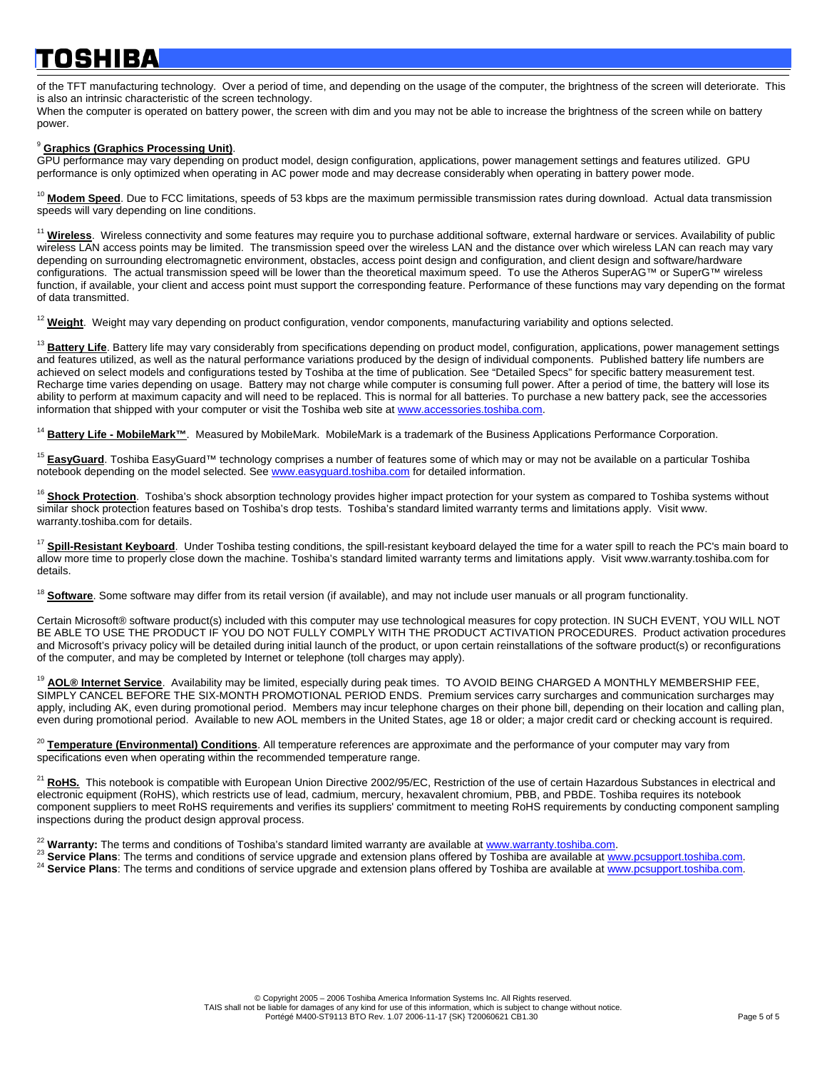of the TFT manufacturing technology. Over a period of time, and depending on the usage of the computer, the brightness of the screen will deteriorate. This is also an intrinsic characteristic of the screen technology.
When the computer is operated on battery power, the screen with dim and you may not be able to increase the brightness of the screen while on battery power.

[9] **Graphics (Graphics Processing Unit)**.
GPU performance may vary depending on product model, design configuration, applications, power management settings and features utilized. GPU performance is only optimized when operating in AC power mode and may decrease considerably when operating in battery power mode.

[10] **Modem Speed**. Due to FCC limitations, speeds of 53 kbps are the maximum permissible transmission rates during download. Actual data transmission speeds will vary depending on line conditions.

[11] **Wireless**. Wireless connectivity and some features may require you to purchase additional software, external hardware or services. Availability of public wireless LAN access points may be limited. The transmission speed over the wireless LAN and the distance over which wireless LAN can reach may vary depending on surrounding electromagnetic environment, obstacles, access point design and configuration, and client design and software/hardware configurations. The actual transmission speed will be lower than the theoretical maximum speed. To use the Atheros SuperAG™ or SuperG™ wireless function, if available, your client and access point must support the corresponding feature. Performance of these functions may vary depending on the format of data transmitted.

[12] **Weight**. Weight may vary depending on product configuration, vendor components, manufacturing variability and options selected.

[13] **Battery Life**. Battery life may vary considerably from specifications depending on product model, configuration, applications, power management settings and features utilized, as well as the natural performance variations produced by the design of individual components. Published battery life numbers are achieved on select models and configurations tested by Toshiba at the time of publication. See "Detailed Specs" for specific battery measurement test. Recharge time varies depending on usage. Battery may not charge while computer is consuming full power. After a period of time, the battery will lose its ability to perform at maximum capacity and will need to be replaced. This is normal for all batteries. To purchase a new battery pack, see the accessories information that shipped with your computer or visit the Toshiba web site at www.accessories.toshiba.com.

[14] **Battery Life - MobileMark™**. Measured by MobileMark. MobileMark is a trademark of the Business Applications Performance Corporation.

[15] **EasyGuard**. Toshiba EasyGuard™ technology comprises a number of features some of which may or may not be available on a particular Toshiba notebook depending on the model selected. See www.easyguard.toshiba.com for detailed information.

[16] **Shock Protection**. Toshiba's shock absorption technology provides higher impact protection for your system as compared to Toshiba systems without similar shock protection features based on Toshiba's drop tests. Toshiba's standard limited warranty terms and limitations apply. Visit www. warranty.toshiba.com for details.

[17] **Spill-Resistant Keyboard**. Under Toshiba testing conditions, the spill-resistant keyboard delayed the time for a water spill to reach the PC's main board to allow more time to properly close down the machine. Toshiba's standard limited warranty terms and limitations apply. Visit www.warranty.toshiba.com for details.

[18] **Software**. Some software may differ from its retail version (if available), and may not include user manuals or all program functionality.

Certain Microsoft® software product(s) included with this computer may use technological measures for copy protection. IN SUCH EVENT, YOU WILL NOT BE ABLE TO USE THE PRODUCT IF YOU DO NOT FULLY COMPLY WITH THE PRODUCT ACTIVATION PROCEDURES. Product activation procedures and Microsoft's privacy policy will be detailed during initial launch of the product, or upon certain reinstallations of the software product(s) or reconfigurations of the computer, and may be completed by Internet or telephone (toll charges may apply).

[19] **AOL® Internet Service**. Availability may be limited, especially during peak times. TO AVOID BEING CHARGED A MONTHLY MEMBERSHIP FEE, SIMPLY CANCEL BEFORE THE SIX-MONTH PROMOTIONAL PERIOD ENDS. Premium services carry surcharges and communication surcharges may apply, including AK, even during promotional period. Members may incur telephone charges on their phone bill, depending on their location and calling plan, even during promotional period. Available to new AOL members in the United States, age 18 or older; a major credit card or checking account is required.

[20] **Temperature (Environmental) Conditions**. All temperature references are approximate and the performance of your computer may vary from specifications even when operating within the recommended temperature range.

[21] ***RoHS.*** This notebook is compatible with European Union Directive 2002/95/EC, Restriction of the use of certain Hazardous Substances in electrical and electronic equipment (RoHS), which restricts use of lead, cadmium, mercury, hexavalent chromium, PBB, and PBDE. Toshiba requires its notebook component suppliers to meet RoHS requirements and verifies its suppliers' commitment to meeting RoHS requirements by conducting component sampling inspections during the product design approval process.

[22] **Warranty:** The terms and conditions of Toshiba's standard limited warranty are available at www.warranty.toshiba.com.
[23] **Service Plans**: The terms and conditions of service upgrade and extension plans offered by Toshiba are available at www.pcsupport.toshiba.com.
[24] **Service Plans**: The terms and conditions of service upgrade and extension plans offered by Toshiba are available at www.pcsupport.toshiba.com.

© Copyright 2005 – 2006 Toshiba America Information Systems Inc. All Rights reserved.
TAIS shall not be liable for damages of any kind for use of this information, which is subject to change without notice.
Portégé M400-ST9113 BTO Rev. 1.07 2006-11-17 {SK} T20060621 CB1.30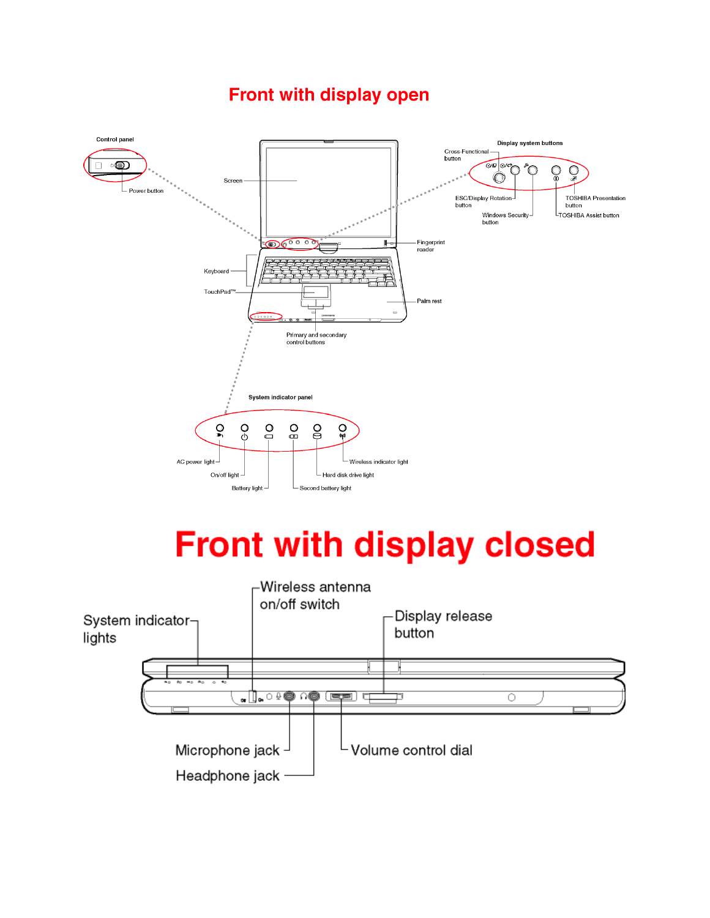# Front with display open

Control panel

Power button

Display system buttons

Cross-Functional button

ESC/Display Rotation button

Windows Security button

TOSHIBA Presentation button

TOSHIBA Assist button

Screen

Fingerprint reader

Keyboard

TouchPad™

Palm rest

Primary and secondary control buttons

System indicator panel

AC power light

On/off light

Battery light

Second battery light

Hard disk drive light

Wireless indicator light

# Front with display closed

System indicator lights

Wireless antenna on/off switch

Display release button

Microphone jack

Headphone jack

Volume control dial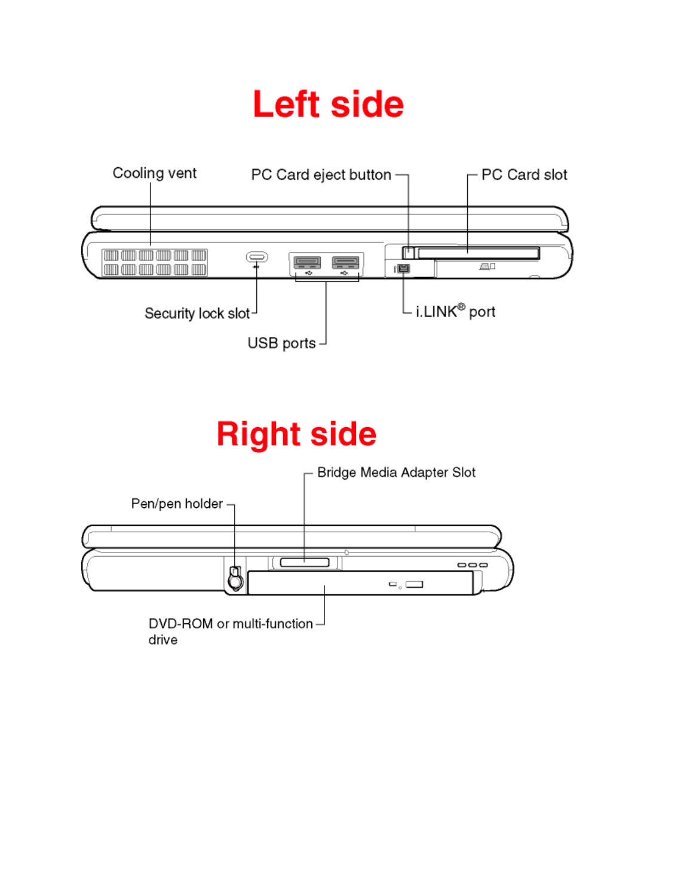# Left side

Cooling vent

PC Card eject button

PC Card slot

Security lock slot

USB ports

i.LINK® port

# Right side

Bridge Media Adapter Slot

Pen/pen holder

DVD-ROM or multi-function drive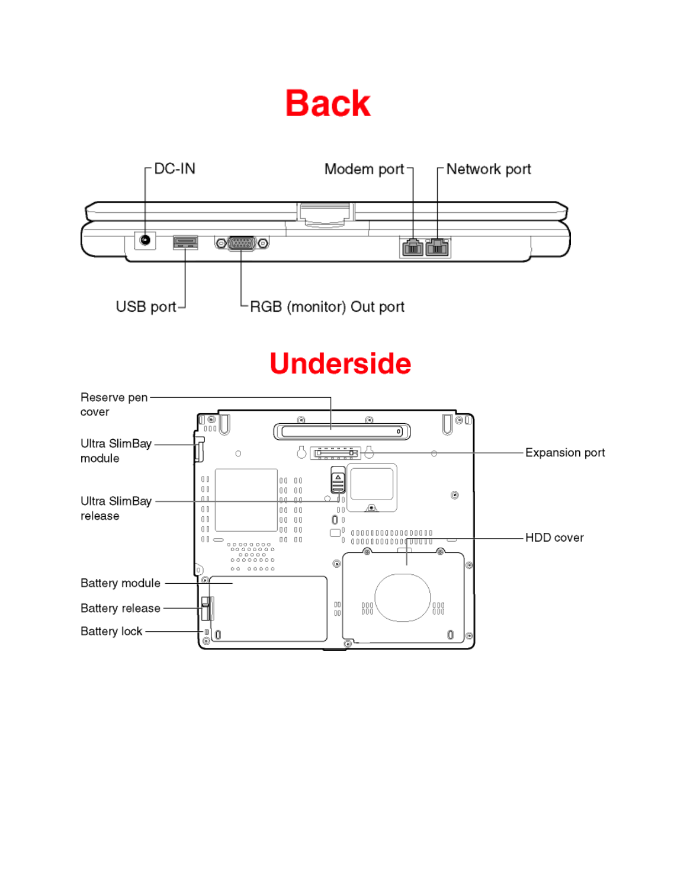# Back

DC-IN

Modem port

Network port

USB port

RGB (monitor) Out port

# Underside

Reserve pen cover

Ultra SlimBay module

Expansion port

Ultra SlimBay release

HDD cover

Battery module

Battery release

Battery lock